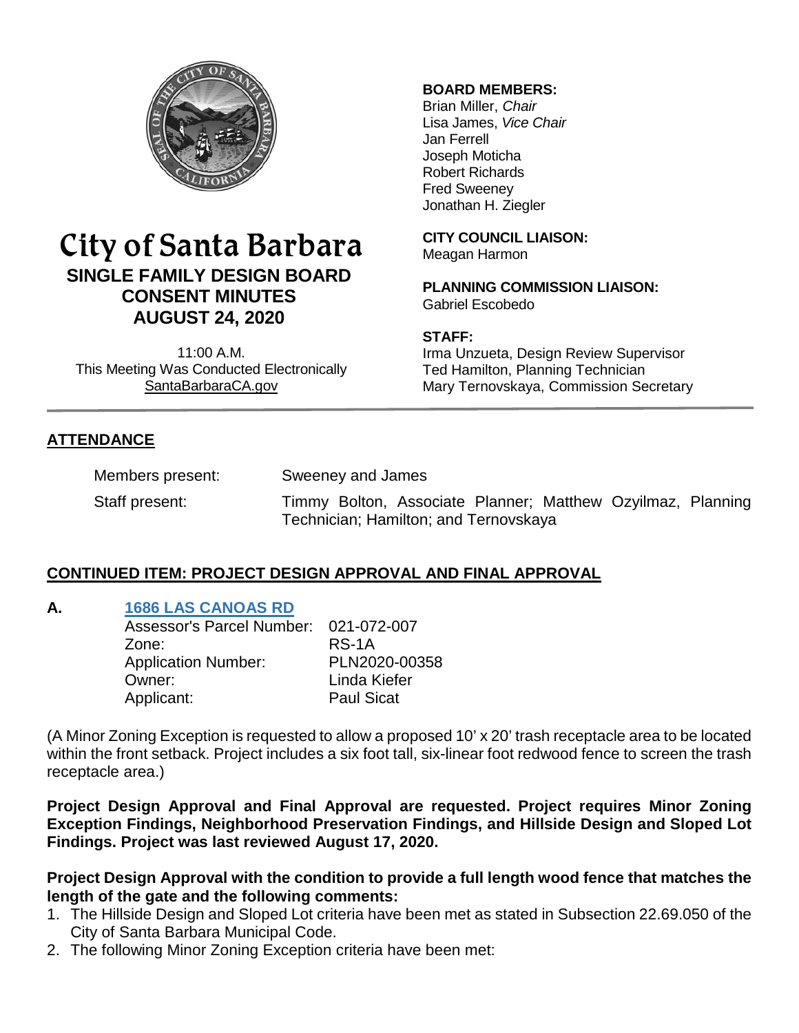# City of Santa Barbara

## SINGLE FAMILY DESIGN BOARD CONSENT MINUTES AUGUST 24, 2020

11:00 A.M.
This Meeting Was Conducted Electronically
SantaBarbaraCA.gov

**BOARD MEMBERS:**
Brian Miller, *Chair*
Lisa James, *Vice Chair*
Jan Ferrell
Joseph Moticha
Robert Richards
Fred Sweeney
Jonathan H. Ziegler

**CITY COUNCIL LIAISON:**
Meagan Harmon

**PLANNING COMMISSION LIAISON:**
Gabriel Escobedo

**STAFF:**
Irma Unzueta, Design Review Supervisor
Ted Hamilton, Planning Technician
Mary Ternovskaya, Commission Secretary

## ATTENDANCE

Members present: Sweeney and James

Staff present: Timmy Bolton, Associate Planner; Matthew Ozyilmaz, Planning Technician; Hamilton; and Ternovskaya

## CONTINUED ITEM: PROJECT DESIGN APPROVAL AND FINAL APPROVAL

**A. 1686 LAS CANOAS RD**

| | |
|---|---|
| Assessor's Parcel Number: | 021-072-007 |
| Zone: | RS-1A |
| Application Number: | PLN2020-00358 |
| Owner: | Linda Kiefer |
| Applicant: | Paul Sicat |

(A Minor Zoning Exception is requested to allow a proposed 10' x 20' trash receptacle area to be located within the front setback. Project includes a six foot tall, six-linear foot redwood fence to screen the trash receptacle area.)

**Project Design Approval and Final Approval are requested. Project requires Minor Zoning Exception Findings, Neighborhood Preservation Findings, and Hillside Design and Sloped Lot Findings. Project was last reviewed August 17, 2020.**

**Project Design Approval with the condition to provide a full length wood fence that matches the length of the gate and the following comments:**

1. The Hillside Design and Sloped Lot criteria have been met as stated in Subsection 22.69.050 of the City of Santa Barbara Municipal Code.
2. The following Minor Zoning Exception criteria have been met: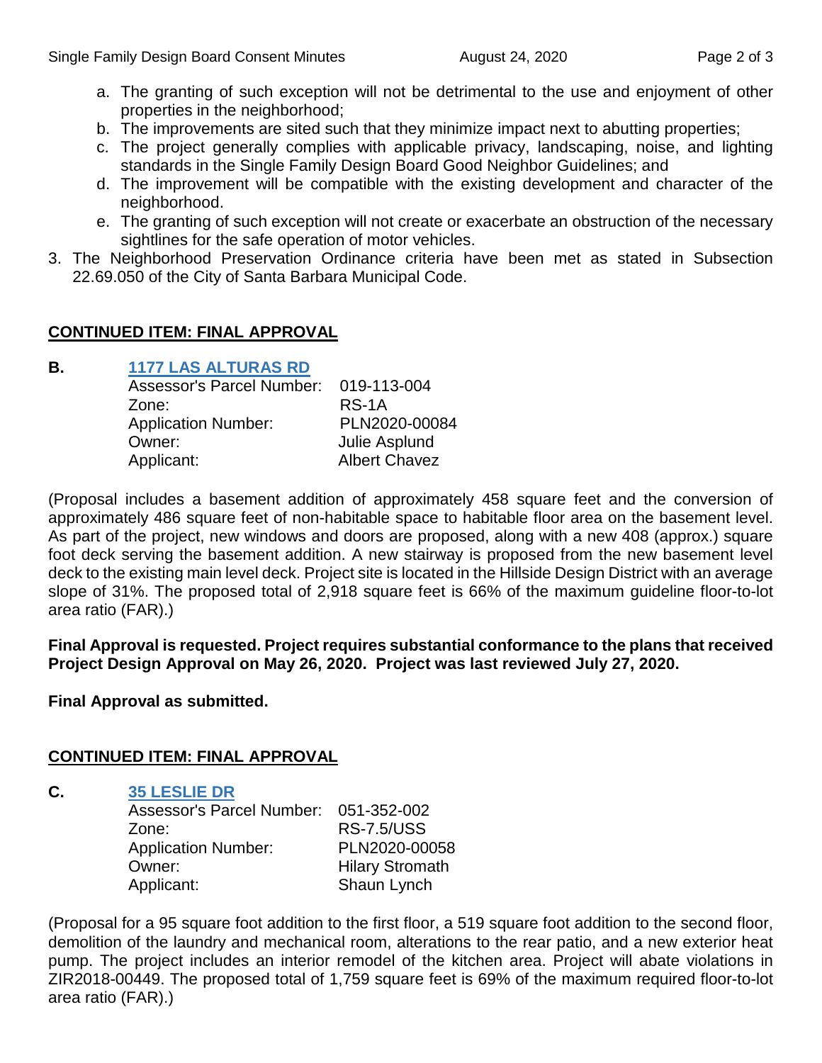a. The granting of such exception will not be detrimental to the use and enjoyment of other properties in the neighborhood;
b. The improvements are sited such that they minimize impact next to abutting properties;
c. The project generally complies with applicable privacy, landscaping, noise, and lighting standards in the Single Family Design Board Good Neighbor Guidelines; and
d. The improvement will be compatible with the existing development and character of the neighborhood.
e. The granting of such exception will not create or exacerbate an obstruction of the necessary sightlines for the safe operation of motor vehicles.

3. The Neighborhood Preservation Ordinance criteria have been met as stated in Subsection 22.69.050 of the City of Santa Barbara Municipal Code.

## CONTINUED ITEM: FINAL APPROVAL

**B.** **1177 LAS ALTURAS RD**

Assessor's Parcel Number: 019-113-004
Zone: RS-1A
Application Number: PLN2020-00084
Owner: Julie Asplund
Applicant: Albert Chavez

(Proposal includes a basement addition of approximately 458 square feet and the conversion of approximately 486 square feet of non-habitable space to habitable floor area on the basement level. As part of the project, new windows and doors are proposed, along with a new 408 (approx.) square foot deck serving the basement addition. A new stairway is proposed from the new basement level deck to the existing main level deck. Project site is located in the Hillside Design District with an average slope of 31%. The proposed total of 2,918 square feet is 66% of the maximum guideline floor-to-lot area ratio (FAR).)

**Final Approval is requested. Project requires substantial conformance to the plans that received Project Design Approval on May 26, 2020. Project was last reviewed July 27, 2020.**

**Final Approval as submitted.**

## CONTINUED ITEM: FINAL APPROVAL

**C.** **35 LESLIE DR**

Assessor's Parcel Number: 051-352-002
Zone: RS-7.5/USS
Application Number: PLN2020-00058
Owner: Hilary Stromath
Applicant: Shaun Lynch

(Proposal for a 95 square foot addition to the first floor, a 519 square foot addition to the second floor, demolition of the laundry and mechanical room, alterations to the rear patio, and a new exterior heat pump. The project includes an interior remodel of the kitchen area. Project will abate violations in ZIR2018-00449. The proposed total of 1,759 square feet is 69% of the maximum required floor-to-lot area ratio (FAR).)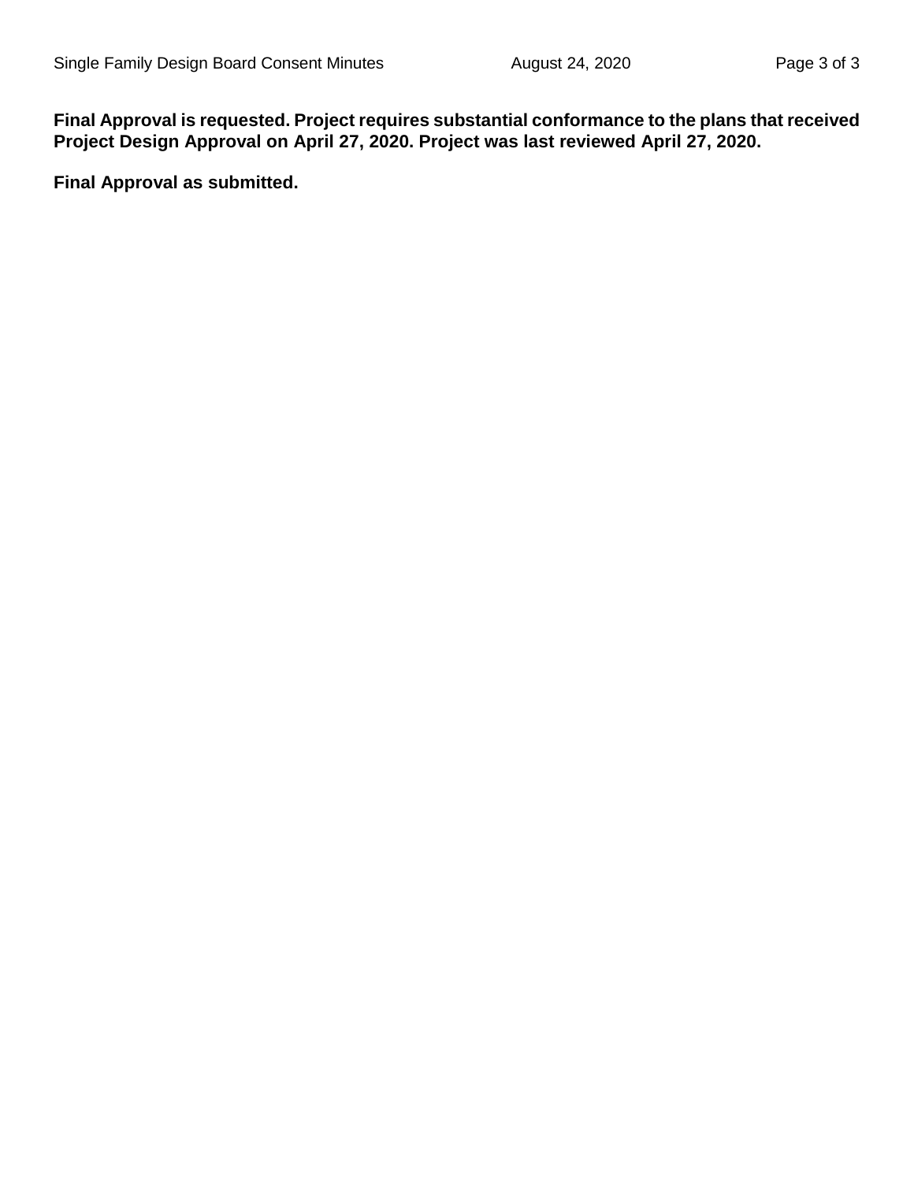**Final Approval is requested. Project requires substantial conformance to the plans that received Project Design Approval on April 27, 2020. Project was last reviewed April 27, 2020.**

**Final Approval as submitted.**